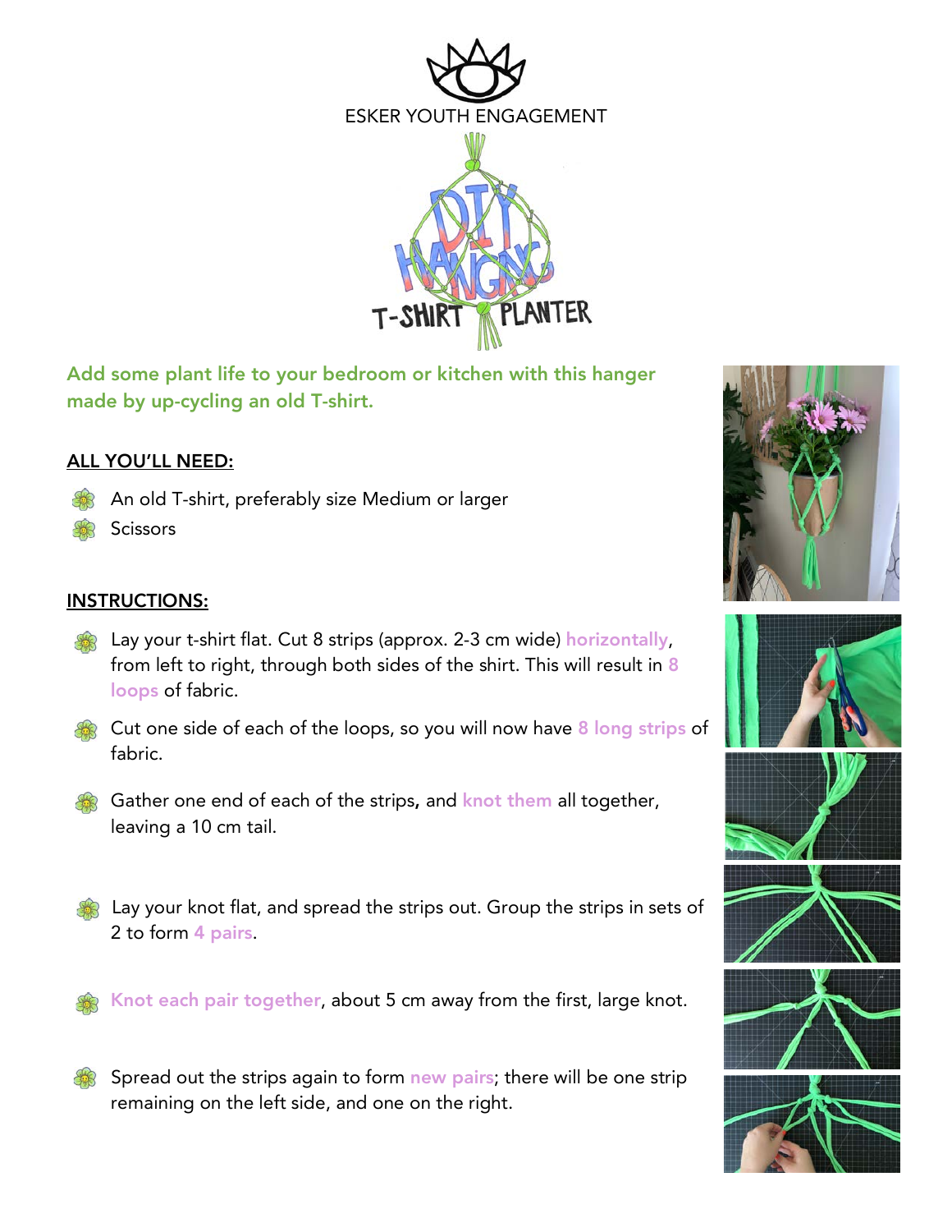ESKER YOUTH ENGAGEMENT

# DIY HANGING T-SHIRT PLANTER

**Add some plant life to your bedroom or kitchen with this hanger made by up-cycling an old T-shirt.**

## ALL YOU'LL NEED:

- An old T-shirt, preferably size Medium or larger
- Scissors

## INSTRUCTIONS:

- Lay your t-shirt flat. Cut 8 strips (approx. 2-3 cm wide) horizontally, from left to right, through both sides of the shirt. This will result in 8 loops of fabric.
- Cut one side of each of the loops, so you will now have 8 long strips of fabric.
- Gather one end of each of the strips, and knot them all together, leaving a 10 cm tail.
- Lay your knot flat, and spread the strips out. Group the strips in sets of 2 to form 4 pairs.
- Knot each pair together, about 5 cm away from the first, large knot.
- Spread out the strips again to form new pairs; there will be one strip remaining on the left side, and one on the right.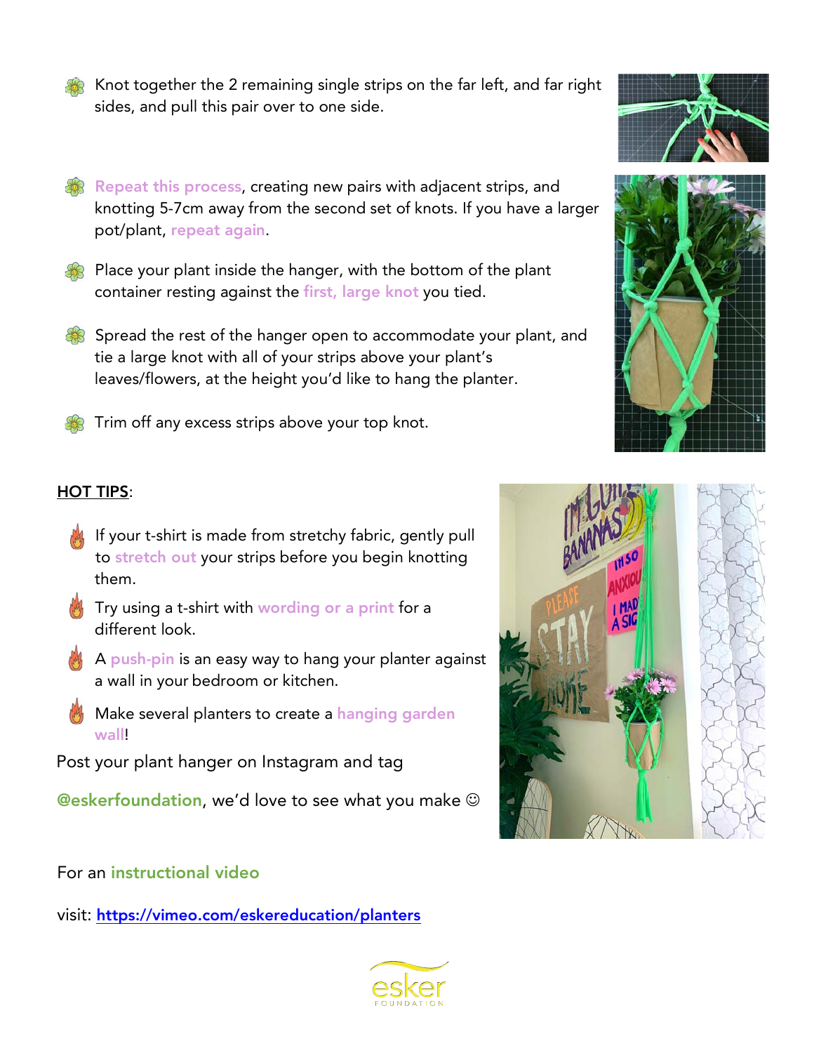- Knot together the 2 remaining single strips on the far left, and far right sides, and pull this pair over to one side.
- Repeat this process, creating new pairs with adjacent strips, and knotting 5-7cm away from the second set of knots. If you have a larger pot/plant, repeat again.
- Place your plant inside the hanger, with the bottom of the plant container resting against the first, large knot you tied.
- Spread the rest of the hanger open to accommodate your plant, and tie a large knot with all of your strips above your plant's leaves/flowers, at the height you'd like to hang the planter.
- Trim off any excess strips above your top knot.

**HOT TIPS**:

- If your t-shirt is made from stretchy fabric, gently pull to stretch out your strips before you begin knotting them.
- Try using a t-shirt with wording or a print for a different look.
- A push-pin is an easy way to hang your planter against a wall in your bedroom or kitchen.
- Make several planters to create a hanging garden wall!

Post your plant hanger on Instagram and tag

@eskerfoundation, we'd love to see what you make ☺

For an instructional video

visit: https://vimeo.com/eskereducation/planters

esker FOUNDATION